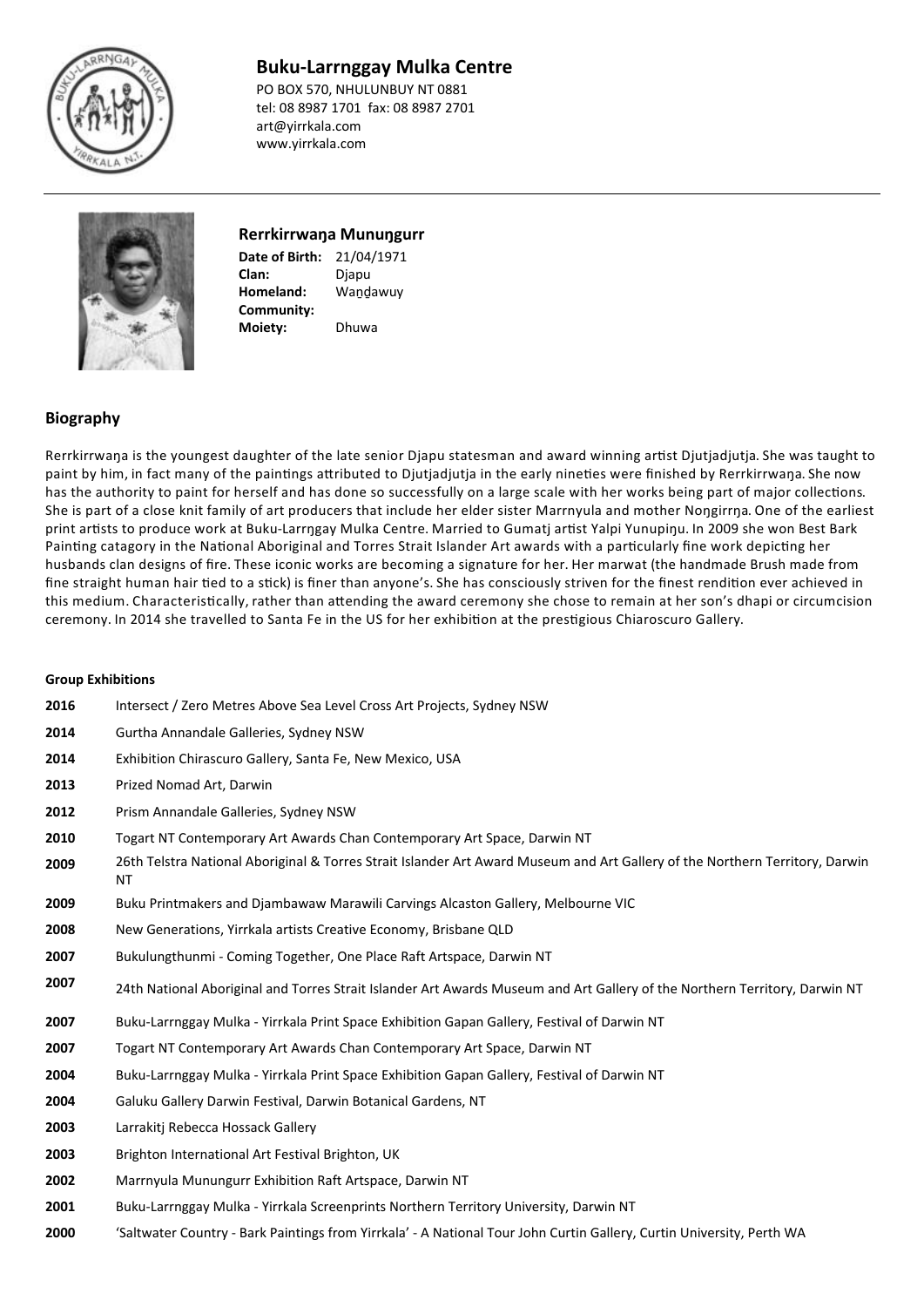# Buku-Larrnggay Mulka Centre

PO BOX 570, NHULUNBUY NT 0881
tel: 08 8987 1701 fax: 08 8987 2701
art@yirrkala.com
www.yirrkala.com

## Rerrkirrwaŋa Munuŋgurr

**Date of Birth:** 21/04/1971
**Clan:** Djapu
**Homeland:** Waṉdawuy
**Community:**
**Moiety:** Dhuwa

## Biography

Rerrkirrwaŋa is the youngest daughter of the late senior Djapu statesman and award winning artist Djutjadjutja. She was taught to paint by him, in fact many of the paintings attributed to Djutjadjutja in the early nineties were finished by Rerrkirrwaŋa. She now has the authority to paint for herself and has done so successfully on a large scale with her works being part of major collections. She is part of a close knit family of art producers that include her elder sister Marrnyula and mother Noŋgirrŋa. One of the earliest print artists to produce work at Buku-Larrŋgay Mulka Centre. Married to Gumatj artist Yalpi Yunupiŋu. In 2009 she won Best Bark Painting catagory in the National Aboriginal and Torres Strait Islander Art awards with a particularly fine work depicting her husbands clan designs of fire. These iconic works are becoming a signature for her. Her marwat (the handmade Brush made from fine straight human hair tied to a stick) is finer than anyone's. She has consciously striven for the finest rendition ever achieved in this medium. Characteristically, rather than attending the award ceremony she chose to remain at her son's dhapi or circumcision ceremony. In 2014 she travelled to Santa Fe in the US for her exhibition at the prestigious Chiaroscuro Gallery.

#### Group Exhibitions

| | |
|---|---|
| **2016** | Intersect / Zero Metres Above Sea Level Cross Art Projects, Sydney NSW |
| **2014** | Gurtha Annandale Galleries, Sydney NSW |
| **2014** | Exhibition Chirascuro Gallery, Santa Fe, New Mexico, USA |
| **2013** | Prized Nomad Art, Darwin |
| **2012** | Prism Annandale Galleries, Sydney NSW |
| **2010** | Togart NT Contemporary Art Awards Chan Contemporary Art Space, Darwin NT |
| **2009** | 26th Telstra National Aboriginal & Torres Strait Islander Art Award Museum and Art Gallery of the Northern Territory, Darwin NT |
| **2009** | Buku Printmakers and Djambawaw Marawili Carvings Alcaston Gallery, Melbourne VIC |
| **2008** | New Generations, Yirrkala artists Creative Economy, Brisbane QLD |
| **2007** | Bukulungthunmi - Coming Together, One Place Raft Artspace, Darwin NT |
| **2007** | 24th National Aboriginal and Torres Strait Islander Art Awards Museum and Art Gallery of the Northern Territory, Darwin NT |
| **2007** | Buku-Larrnggay Mulka - Yirrkala Print Space Exhibition Gapan Gallery, Festival of Darwin NT |
| **2007** | Togart NT Contemporary Art Awards Chan Contemporary Art Space, Darwin NT |
| **2004** | Buku-Larrnggay Mulka - Yirrkala Print Space Exhibition Gapan Gallery, Festival of Darwin NT |
| **2004** | Galuku Gallery Darwin Festival, Darwin Botanical Gardens, NT |
| **2003** | Larrakitj Rebecca Hossack Gallery |
| **2003** | Brighton International Art Festival Brighton, UK |
| **2002** | Marrnyula Munungurr Exhibition Raft Artspace, Darwin NT |
| **2001** | Buku-Larrnggay Mulka - Yirrkala Screenprints Northern Territory University, Darwin NT |
| **2000** | 'Saltwater Country - Bark Paintings from Yirrkala' - A National Tour John Curtin Gallery, Curtin University, Perth WA |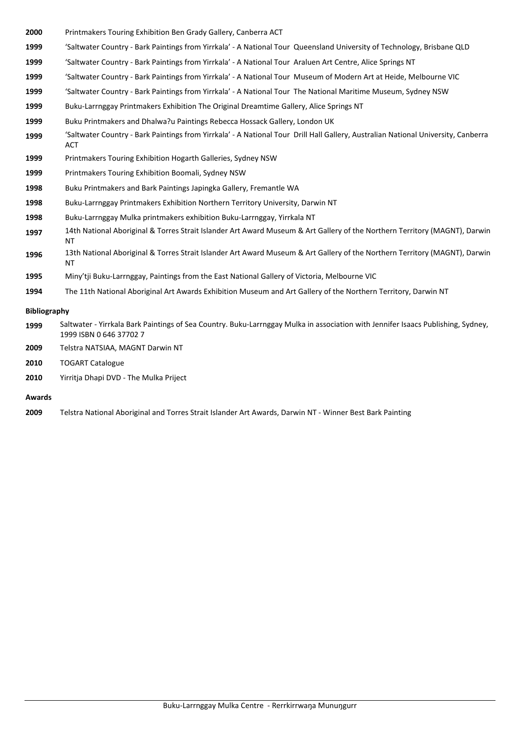**2000** Printmakers Touring Exhibition Ben Grady Gallery, Canberra ACT

**1999** 'Saltwater Country - Bark Paintings from Yirrkala' - A National Tour Queensland University of Technology, Brisbane QLD

**1999** 'Saltwater Country - Bark Paintings from Yirrkala' - A National Tour Araluen Art Centre, Alice Springs NT

**1999** 'Saltwater Country - Bark Paintings from Yirrkala' - A National Tour Museum of Modern Art at Heide, Melbourne VIC

**1999** 'Saltwater Country - Bark Paintings from Yirrkala' - A National Tour The National Maritime Museum, Sydney NSW

**1999** Buku-Larrnggay Printmakers Exhibition The Original Dreamtime Gallery, Alice Springs NT

**1999** Buku Printmakers and Dhalwa?u Paintings Rebecca Hossack Gallery, London UK

**1999** 'Saltwater Country - Bark Paintings from Yirrkala' - A National Tour Drill Hall Gallery, Australian National University, Canberra ACT

**1999** Printmakers Touring Exhibition Hogarth Galleries, Sydney NSW

**1999** Printmakers Touring Exhibition Boomali, Sydney NSW

**1998** Buku Printmakers and Bark Paintings Japingka Gallery, Fremantle WA

**1998** Buku-Larrnggay Printmakers Exhibition Northern Territory University, Darwin NT

**1998** Buku-Larrnggay Mulka printmakers exhibition Buku-Larrnggay, Yirrkala NT

**1997** 14th National Aboriginal & Torres Strait Islander Art Award Museum & Art Gallery of the Northern Territory (MAGNT), Darwin NT

**1996** 13th National Aboriginal & Torres Strait Islander Art Award Museum & Art Gallery of the Northern Territory (MAGNT), Darwin NT

**1995** Miny'tji Buku-Larrnggay, Paintings from the East National Gallery of Victoria, Melbourne VIC

**1994** The 11th National Aboriginal Art Awards Exhibition Museum and Art Gallery of the Northern Territory, Darwin NT

**Bibliography**

**1999** Saltwater - Yirrkala Bark Paintings of Sea Country. Buku-Larrnggay Mulka in association with Jennifer Isaacs Publishing, Sydney, 1999 ISBN 0 646 37702 7

**2009** Telstra NATSIAA, MAGNT Darwin NT

**2010** TOGART Catalogue

**2010** Yirritja Dhapi DVD - The Mulka Priject

**Awards**

**2009** Telstra National Aboriginal and Torres Strait Islander Art Awards, Darwin NT - Winner Best Bark Painting